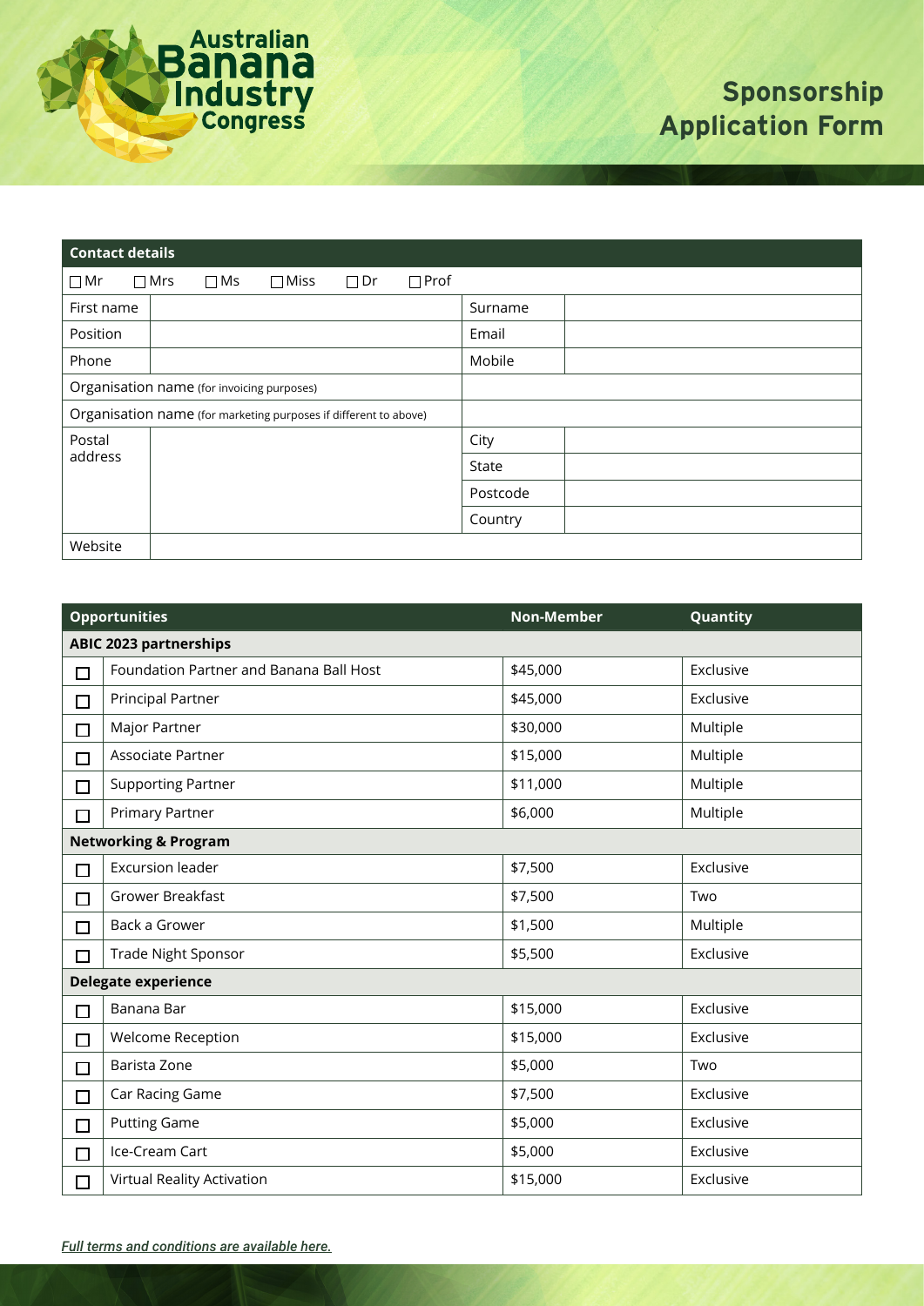# Australian Banana Industry Congress

# Sponsorship Application Form

| Contact details | | | |
|---|---|---|---|
| ☐ Mr ☐ Mrs ☐ Ms ☐ Miss ☐ Dr ☐ Prof | | | |
| First name | | Surname | |
| Position | | Email | |
| Phone | | Mobile | |
| Organisation name (for invoicing purposes) | | | |
| Organisation name (for marketing purposes if different to above) | | | |
| Postal address | | City | |
| | | State | |
| | | Postcode | |
| | | Country | |
| Website | | | |

| | Opportunities | Non-Member | Quantity |
|---|---|---|---|
| **ABIC 2023 partnerships** | | | |
| ☐ | Foundation Partner and Banana Ball Host | $45,000 | Exclusive |
| ☐ | Principal Partner | $45,000 | Exclusive |
| ☐ | Major Partner | $30,000 | Multiple |
| ☐ | Associate Partner | $15,000 | Multiple |
| ☐ | Supporting Partner | $11,000 | Multiple |
| ☐ | Primary Partner | $6,000 | Multiple |
| **Networking & Program** | | | |
| ☐ | Excursion leader | $7,500 | Exclusive |
| ☐ | Grower Breakfast | $7,500 | Two |
| ☐ | Back a Grower | $1,500 | Multiple |
| ☐ | Trade Night Sponsor | $5,500 | Exclusive |
| **Delegate experience** | | | |
| ☐ | Banana Bar | $15,000 | Exclusive |
| ☐ | Welcome Reception | $15,000 | Exclusive |
| ☐ | Barista Zone | $5,000 | Two |
| ☐ | Car Racing Game | $7,500 | Exclusive |
| ☐ | Putting Game | $5,000 | Exclusive |
| ☐ | Ice-Cream Cart | $5,000 | Exclusive |
| ☐ | Virtual Reality Activation | $15,000 | Exclusive |

***Full terms and conditions are available here.***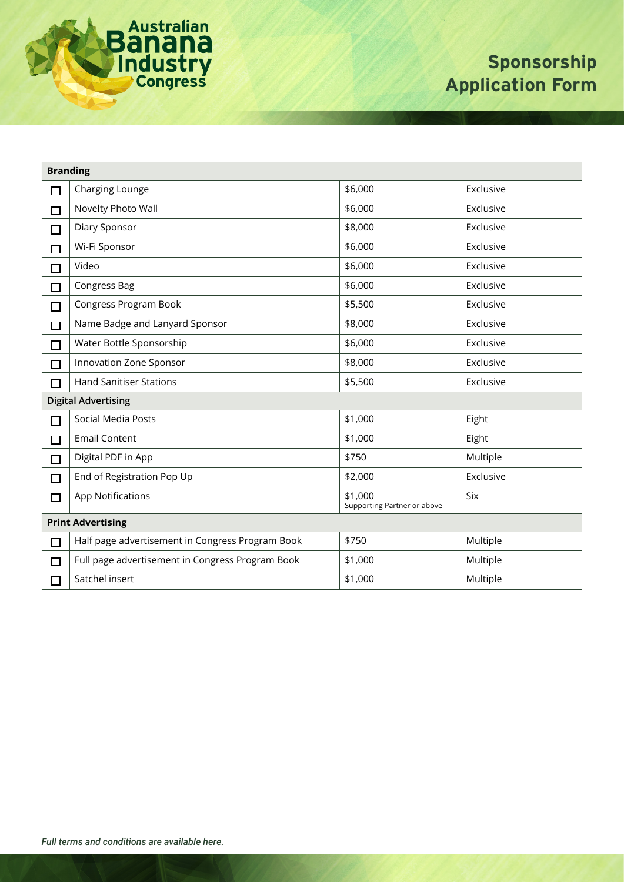# Sponsorship Application Form

| | Item | Price | Availability |
|---|---|---|---|
| **Branding** | | | |
| ☐ | Charging Lounge | $6,000 | Exclusive |
| ☐ | Novelty Photo Wall | $6,000 | Exclusive |
| ☐ | Diary Sponsor | $8,000 | Exclusive |
| ☐ | Wi-Fi Sponsor | $6,000 | Exclusive |
| ☐ | Video | $6,000 | Exclusive |
| ☐ | Congress Bag | $6,000 | Exclusive |
| ☐ | Congress Program Book | $5,500 | Exclusive |
| ☐ | Name Badge and Lanyard Sponsor | $8,000 | Exclusive |
| ☐ | Water Bottle Sponsorship | $6,000 | Exclusive |
| ☐ | Innovation Zone Sponsor | $8,000 | Exclusive |
| ☐ | Hand Sanitiser Stations | $5,500 | Exclusive |
| **Digital Advertising** | | | |
| ☐ | Social Media Posts | $1,000 | Eight |
| ☐ | Email Content | $1,000 | Eight |
| ☐ | Digital PDF in App | $750 | Multiple |
| ☐ | End of Registration Pop Up | $2,000 | Exclusive |
| ☐ | App Notifications | $1,000 Supporting Partner or above | Six |
| **Print Advertising** | | | |
| ☐ | Half page advertisement in Congress Program Book | $750 | Multiple |
| ☐ | Full page advertisement in Congress Program Book | $1,000 | Multiple |
| ☐ | Satchel insert | $1,000 | Multiple |

*Full terms and conditions are available here.*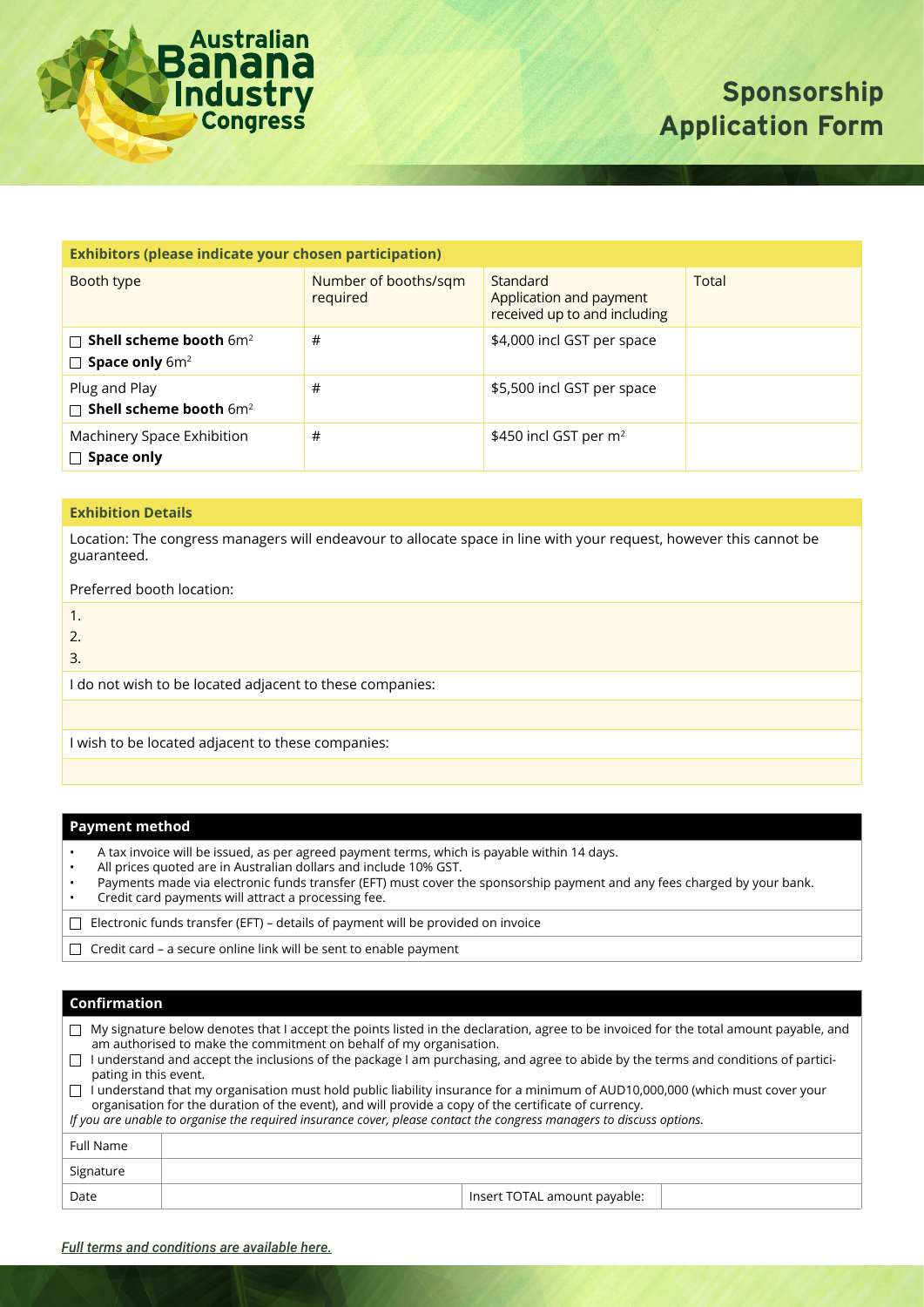# Sponsorship Application Form

| Exhibitors (please indicate your chosen participation) | | | |
|---|---|---|---|
| Booth type | Number of booths/sqm required | Standard Application and payment received up to and including | Total |
| ☐ **Shell scheme booth** 6m$^2$ ☐ **Space only** 6m$^2$ | # | $4,000 incl GST per space | |
| Plug and Play ☐ **Shell scheme booth** 6m$^2$ | # | $5,500 incl GST per space | |
| Machinery Space Exhibition ☐ **Space only** | # | $450 incl GST per m$^2$ | |

## Exhibition Details

Location: The congress managers will endeavour to allocate space in line with your request, however this cannot be guaranteed.

Preferred booth location:

1.
2.
3.

I do not wish to be located adjacent to these companies:

I wish to be located adjacent to these companies:

## Payment method

- A tax invoice will be issued, as per agreed payment terms, which is payable within 14 days.
- All prices quoted are in Australian dollars and include 10% GST.
- Payments made via electronic funds transfer (EFT) must cover the sponsorship payment and any fees charged by your bank.
- Credit card payments will attract a processing fee.

☐ Electronic funds transfer (EFT) – details of payment will be provided on invoice

☐ Credit card – a secure online link will be sent to enable payment

## Confirmation

☐ My signature below denotes that I accept the points listed in the declaration, agree to be invoiced for the total amount payable, and am authorised to make the commitment on behalf of my organisation.

☐ I understand and accept the inclusions of the package I am purchasing, and agree to abide by the terms and conditions of participating in this event.

☐ I understand that my organisation must hold public liability insurance for a minimum of AUD10,000,000 (which must cover your organisation for the duration of the event), and will provide a copy of the certificate of currency.

*If you are unable to organise the required insurance cover, please contact the congress managers to discuss options.*

| | | | |
|---|---|---|---|
| Full Name | | | |
| Signature | | | |
| Date | | Insert TOTAL amount payable: | |

*Full terms and conditions are available here.*